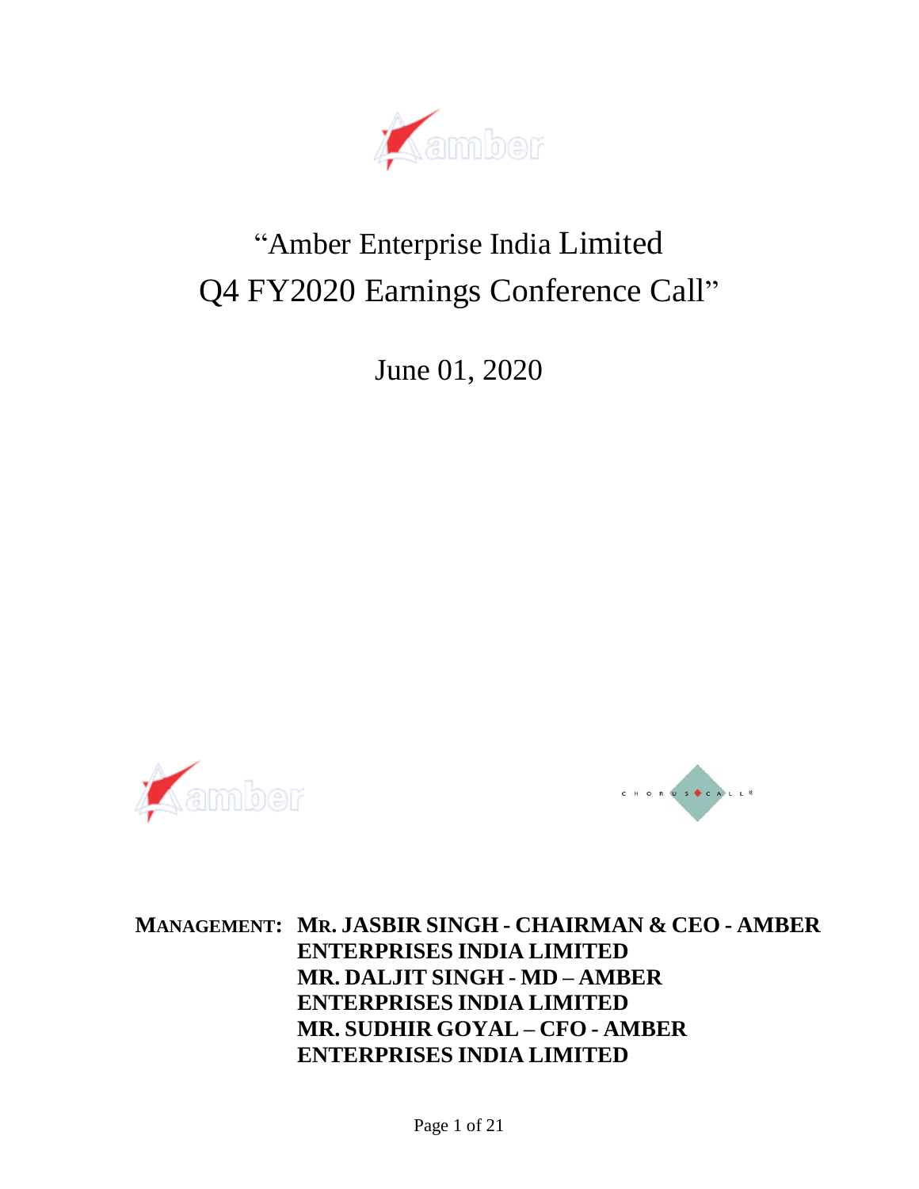# "Amber Enterprise India Limited Q4 FY2020 Earnings Conference Call"

June 01, 2020

**MANAGEMENT: MR. JASBIR SINGH - CHAIRMAN & CEO - AMBER ENTERPRISES INDIA LIMITED**
**MR. DALJIT SINGH - MD – AMBER ENTERPRISES INDIA LIMITED**
**MR. SUDHIR GOYAL – CFO - AMBER ENTERPRISES INDIA LIMITED**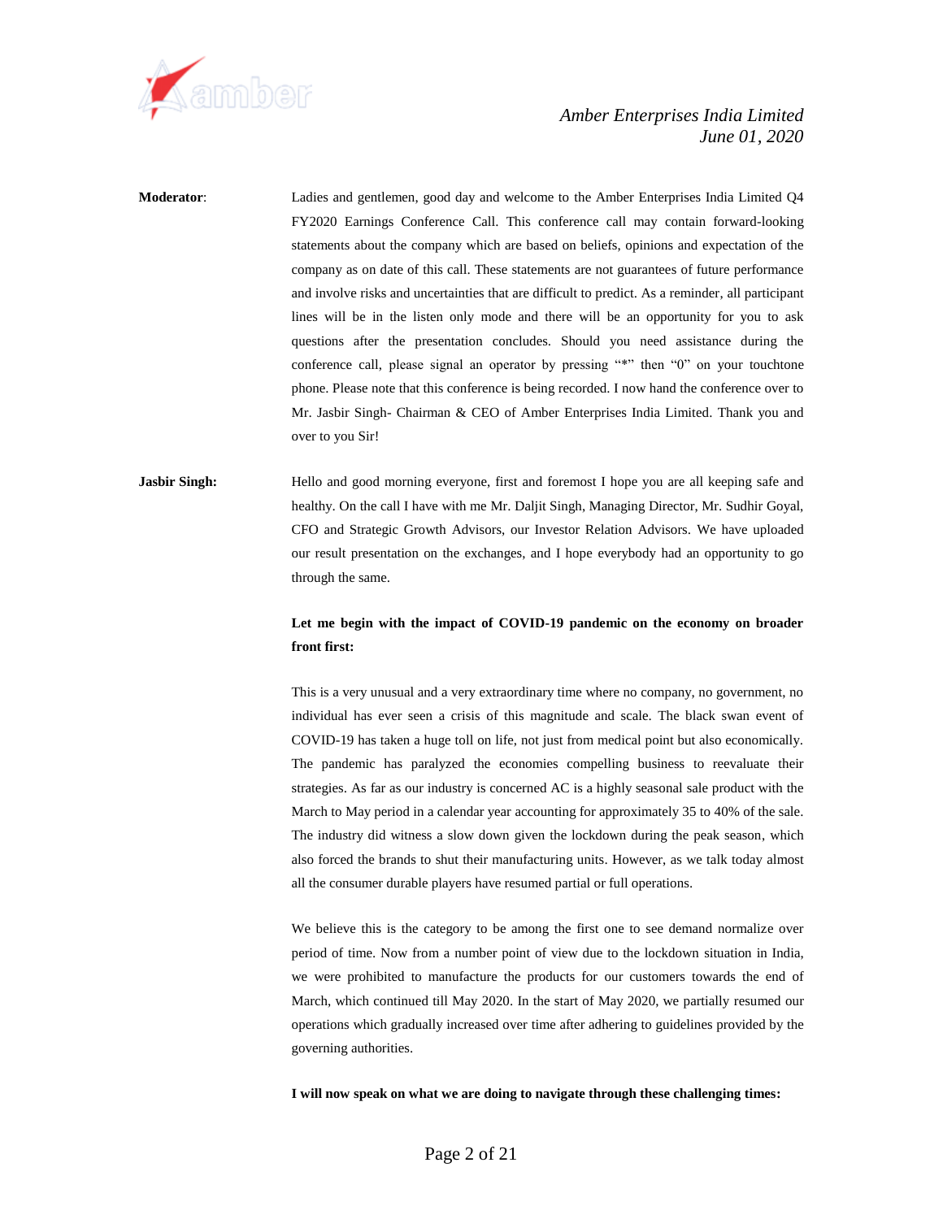**Moderator**: Ladies and gentlemen, good day and welcome to the Amber Enterprises India Limited Q4 FY2020 Earnings Conference Call. This conference call may contain forward-looking statements about the company which are based on beliefs, opinions and expectation of the company as on date of this call. These statements are not guarantees of future performance and involve risks and uncertainties that are difficult to predict. As a reminder, all participant lines will be in the listen only mode and there will be an opportunity for you to ask questions after the presentation concludes. Should you need assistance during the conference call, please signal an operator by pressing "*" then "0" on your touchtone phone. Please note that this conference is being recorded. I now hand the conference over to Mr. Jasbir Singh- Chairman & CEO of Amber Enterprises India Limited. Thank you and over to you Sir!

**Jasbir Singh:** Hello and good morning everyone, first and foremost I hope you are all keeping safe and healthy. On the call I have with me Mr. Daljit Singh, Managing Director, Mr. Sudhir Goyal, CFO and Strategic Growth Advisors, our Investor Relation Advisors. We have uploaded our result presentation on the exchanges, and I hope everybody had an opportunity to go through the same.

**Let me begin with the impact of COVID-19 pandemic on the economy on broader front first:**

This is a very unusual and a very extraordinary time where no company, no government, no individual has ever seen a crisis of this magnitude and scale. The black swan event of COVID-19 has taken a huge toll on life, not just from medical point but also economically. The pandemic has paralyzed the economies compelling business to reevaluate their strategies. As far as our industry is concerned AC is a highly seasonal sale product with the March to May period in a calendar year accounting for approximately 35 to 40% of the sale. The industry did witness a slow down given the lockdown during the peak season, which also forced the brands to shut their manufacturing units. However, as we talk today almost all the consumer durable players have resumed partial or full operations.

We believe this is the category to be among the first one to see demand normalize over period of time. Now from a number point of view due to the lockdown situation in India, we were prohibited to manufacture the products for our customers towards the end of March, which continued till May 2020. In the start of May 2020, we partially resumed our operations which gradually increased over time after adhering to guidelines provided by the governing authorities.

**I will now speak on what we are doing to navigate through these challenging times:**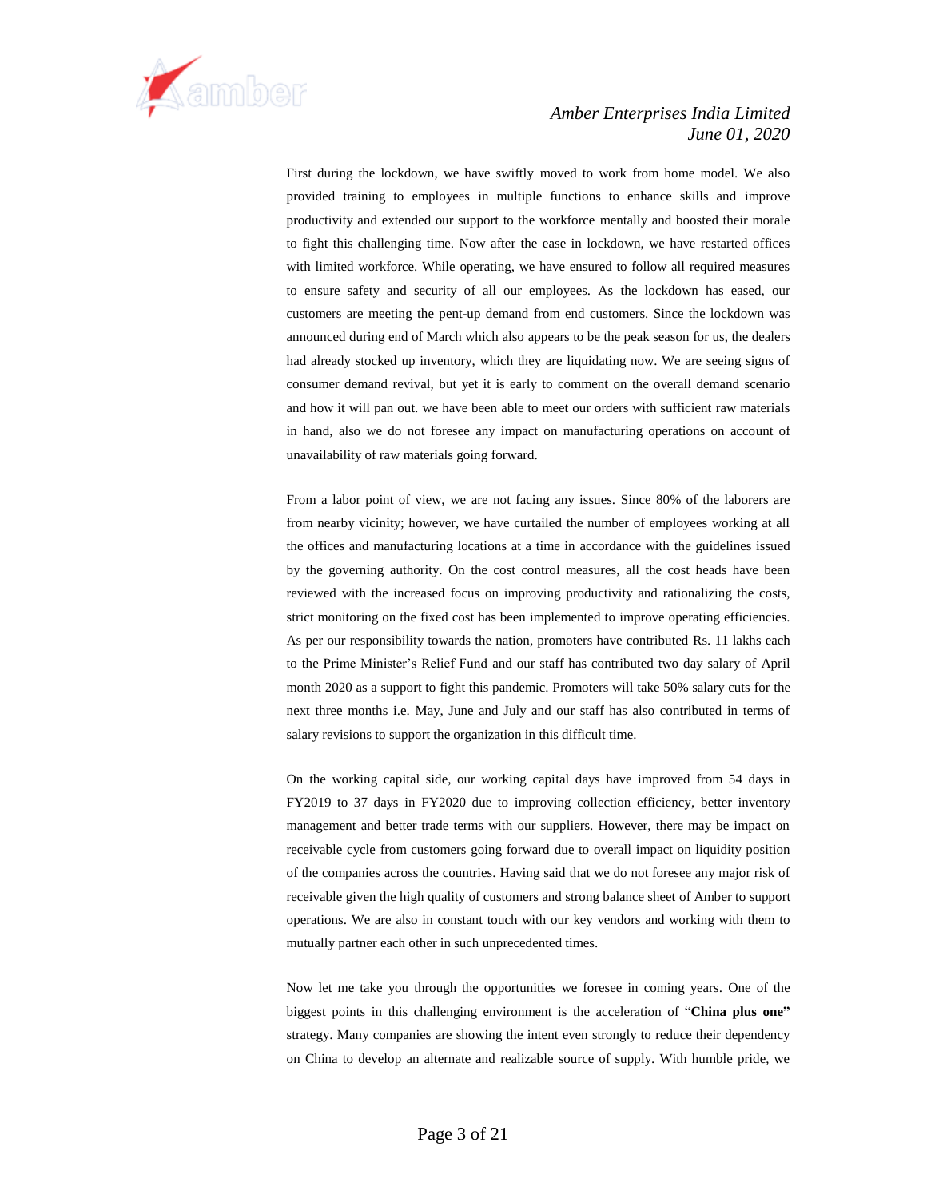First during the lockdown, we have swiftly moved to work from home model. We also provided training to employees in multiple functions to enhance skills and improve productivity and extended our support to the workforce mentally and boosted their morale to fight this challenging time. Now after the ease in lockdown, we have restarted offices with limited workforce. While operating, we have ensured to follow all required measures to ensure safety and security of all our employees. As the lockdown has eased, our customers are meeting the pent-up demand from end customers. Since the lockdown was announced during end of March which also appears to be the peak season for us, the dealers had already stocked up inventory, which they are liquidating now. We are seeing signs of consumer demand revival, but yet it is early to comment on the overall demand scenario and how it will pan out. we have been able to meet our orders with sufficient raw materials in hand, also we do not foresee any impact on manufacturing operations on account of unavailability of raw materials going forward.

From a labor point of view, we are not facing any issues. Since 80% of the laborers are from nearby vicinity; however, we have curtailed the number of employees working at all the offices and manufacturing locations at a time in accordance with the guidelines issued by the governing authority. On the cost control measures, all the cost heads have been reviewed with the increased focus on improving productivity and rationalizing the costs, strict monitoring on the fixed cost has been implemented to improve operating efficiencies. As per our responsibility towards the nation, promoters have contributed Rs. 11 lakhs each to the Prime Minister's Relief Fund and our staff has contributed two day salary of April month 2020 as a support to fight this pandemic. Promoters will take 50% salary cuts for the next three months i.e. May, June and July and our staff has also contributed in terms of salary revisions to support the organization in this difficult time.

On the working capital side, our working capital days have improved from 54 days in FY2019 to 37 days in FY2020 due to improving collection efficiency, better inventory management and better trade terms with our suppliers. However, there may be impact on receivable cycle from customers going forward due to overall impact on liquidity position of the companies across the countries. Having said that we do not foresee any major risk of receivable given the high quality of customers and strong balance sheet of Amber to support operations. We are also in constant touch with our key vendors and working with them to mutually partner each other in such unprecedented times.

Now let me take you through the opportunities we foresee in coming years. One of the biggest points in this challenging environment is the acceleration of "**China plus one"** strategy. Many companies are showing the intent even strongly to reduce their dependency on China to develop an alternate and realizable source of supply. With humble pride, we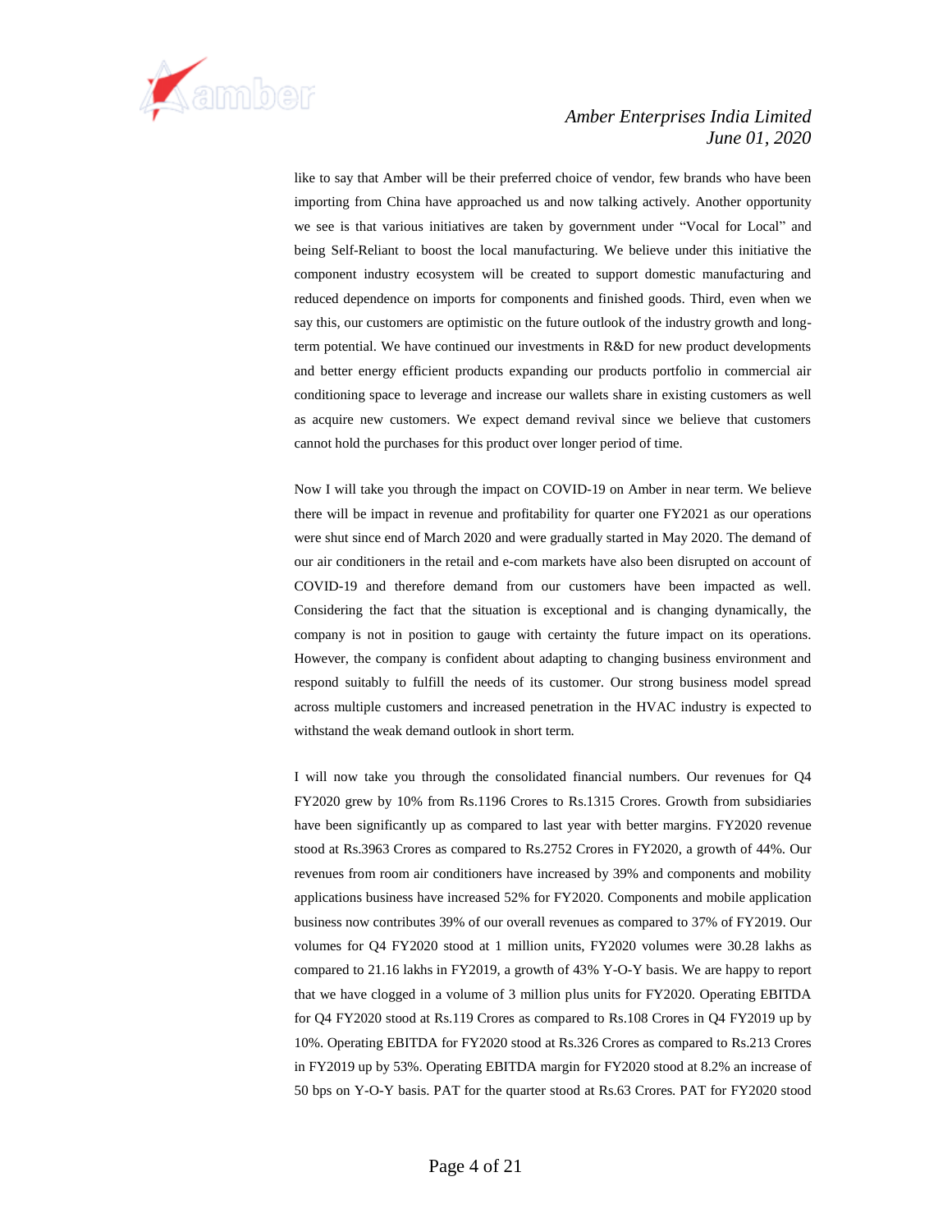like to say that Amber will be their preferred choice of vendor, few brands who have been importing from China have approached us and now talking actively. Another opportunity we see is that various initiatives are taken by government under "Vocal for Local" and being Self-Reliant to boost the local manufacturing. We believe under this initiative the component industry ecosystem will be created to support domestic manufacturing and reduced dependence on imports for components and finished goods. Third, even when we say this, our customers are optimistic on the future outlook of the industry growth and long-term potential. We have continued our investments in R&D for new product developments and better energy efficient products expanding our products portfolio in commercial air conditioning space to leverage and increase our wallets share in existing customers as well as acquire new customers. We expect demand revival since we believe that customers cannot hold the purchases for this product over longer period of time.

Now I will take you through the impact on COVID-19 on Amber in near term. We believe there will be impact in revenue and profitability for quarter one FY2021 as our operations were shut since end of March 2020 and were gradually started in May 2020. The demand of our air conditioners in the retail and e-com markets have also been disrupted on account of COVID-19 and therefore demand from our customers have been impacted as well. Considering the fact that the situation is exceptional and is changing dynamically, the company is not in position to gauge with certainty the future impact on its operations. However, the company is confident about adapting to changing business environment and respond suitably to fulfill the needs of its customer. Our strong business model spread across multiple customers and increased penetration in the HVAC industry is expected to withstand the weak demand outlook in short term.

I will now take you through the consolidated financial numbers. Our revenues for Q4 FY2020 grew by 10% from Rs.1196 Crores to Rs.1315 Crores. Growth from subsidiaries have been significantly up as compared to last year with better margins. FY2020 revenue stood at Rs.3963 Crores as compared to Rs.2752 Crores in FY2020, a growth of 44%. Our revenues from room air conditioners have increased by 39% and components and mobility applications business have increased 52% for FY2020. Components and mobile application business now contributes 39% of our overall revenues as compared to 37% of FY2019. Our volumes for Q4 FY2020 stood at 1 million units, FY2020 volumes were 30.28 lakhs as compared to 21.16 lakhs in FY2019, a growth of 43% Y-O-Y basis. We are happy to report that we have clogged in a volume of 3 million plus units for FY2020. Operating EBITDA for Q4 FY2020 stood at Rs.119 Crores as compared to Rs.108 Crores in Q4 FY2019 up by 10%. Operating EBITDA for FY2020 stood at Rs.326 Crores as compared to Rs.213 Crores in FY2019 up by 53%. Operating EBITDA margin for FY2020 stood at 8.2% an increase of 50 bps on Y-O-Y basis. PAT for the quarter stood at Rs.63 Crores. PAT for FY2020 stood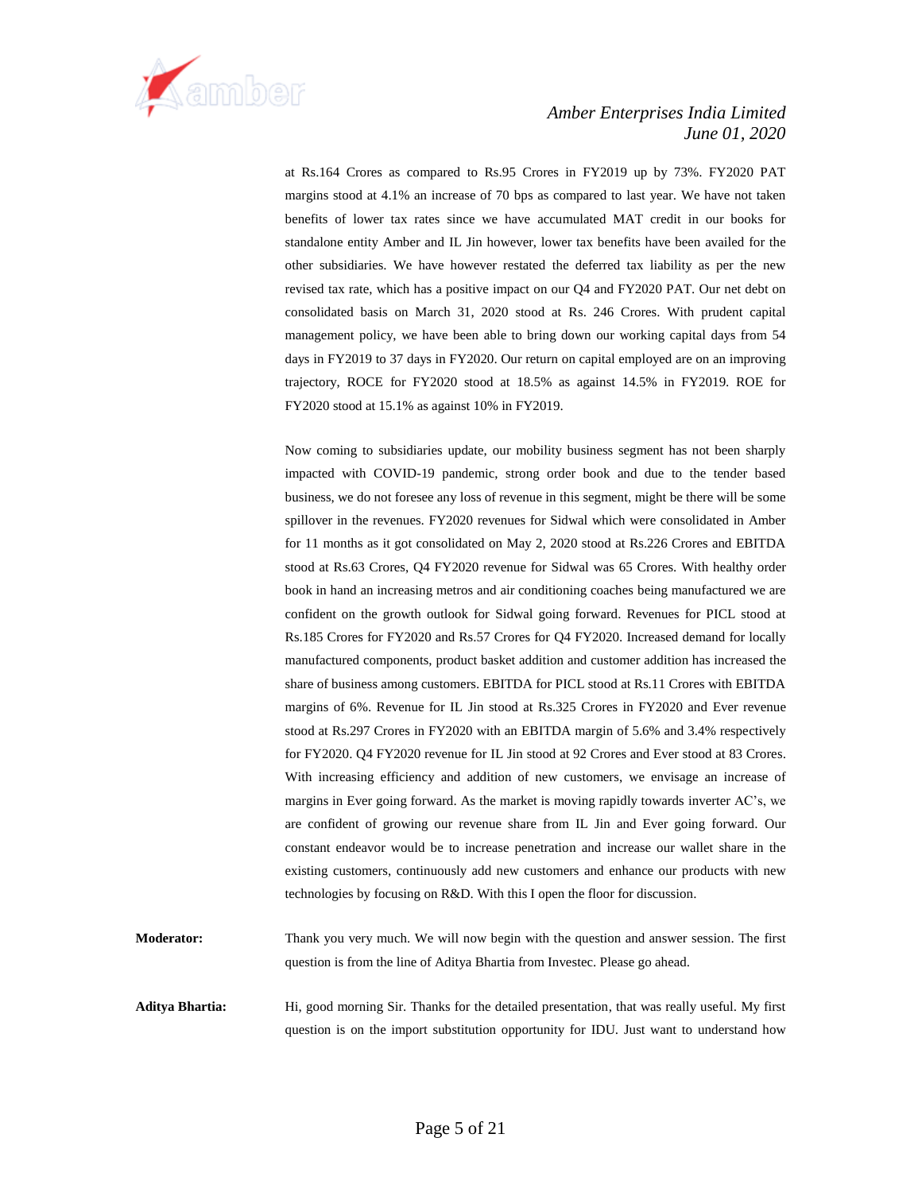at Rs.164 Crores as compared to Rs.95 Crores in FY2019 up by 73%. FY2020 PAT margins stood at 4.1% an increase of 70 bps as compared to last year. We have not taken benefits of lower tax rates since we have accumulated MAT credit in our books for standalone entity Amber and IL Jin however, lower tax benefits have been availed for the other subsidiaries. We have however restated the deferred tax liability as per the new revised tax rate, which has a positive impact on our Q4 and FY2020 PAT. Our net debt on consolidated basis on March 31, 2020 stood at Rs. 246 Crores. With prudent capital management policy, we have been able to bring down our working capital days from 54 days in FY2019 to 37 days in FY2020. Our return on capital employed are on an improving trajectory, ROCE for FY2020 stood at 18.5% as against 14.5% in FY2019. ROE for FY2020 stood at 15.1% as against 10% in FY2019.

Now coming to subsidiaries update, our mobility business segment has not been sharply impacted with COVID-19 pandemic, strong order book and due to the tender based business, we do not foresee any loss of revenue in this segment, might be there will be some spillover in the revenues. FY2020 revenues for Sidwal which were consolidated in Amber for 11 months as it got consolidated on May 2, 2020 stood at Rs.226 Crores and EBITDA stood at Rs.63 Crores, Q4 FY2020 revenue for Sidwal was 65 Crores. With healthy order book in hand an increasing metros and air conditioning coaches being manufactured we are confident on the growth outlook for Sidwal going forward. Revenues for PICL stood at Rs.185 Crores for FY2020 and Rs.57 Crores for Q4 FY2020. Increased demand for locally manufactured components, product basket addition and customer addition has increased the share of business among customers. EBITDA for PICL stood at Rs.11 Crores with EBITDA margins of 6%. Revenue for IL Jin stood at Rs.325 Crores in FY2020 and Ever revenue stood at Rs.297 Crores in FY2020 with an EBITDA margin of 5.6% and 3.4% respectively for FY2020. Q4 FY2020 revenue for IL Jin stood at 92 Crores and Ever stood at 83 Crores. With increasing efficiency and addition of new customers, we envisage an increase of margins in Ever going forward. As the market is moving rapidly towards inverter AC's, we are confident of growing our revenue share from IL Jin and Ever going forward. Our constant endeavor would be to increase penetration and increase our wallet share in the existing customers, continuously add new customers and enhance our products with new technologies by focusing on R&D. With this I open the floor for discussion.

**Moderator:** Thank you very much. We will now begin with the question and answer session. The first question is from the line of Aditya Bhartia from Investec. Please go ahead.

**Aditya Bhartia:** Hi, good morning Sir. Thanks for the detailed presentation, that was really useful. My first question is on the import substitution opportunity for IDU. Just want to understand how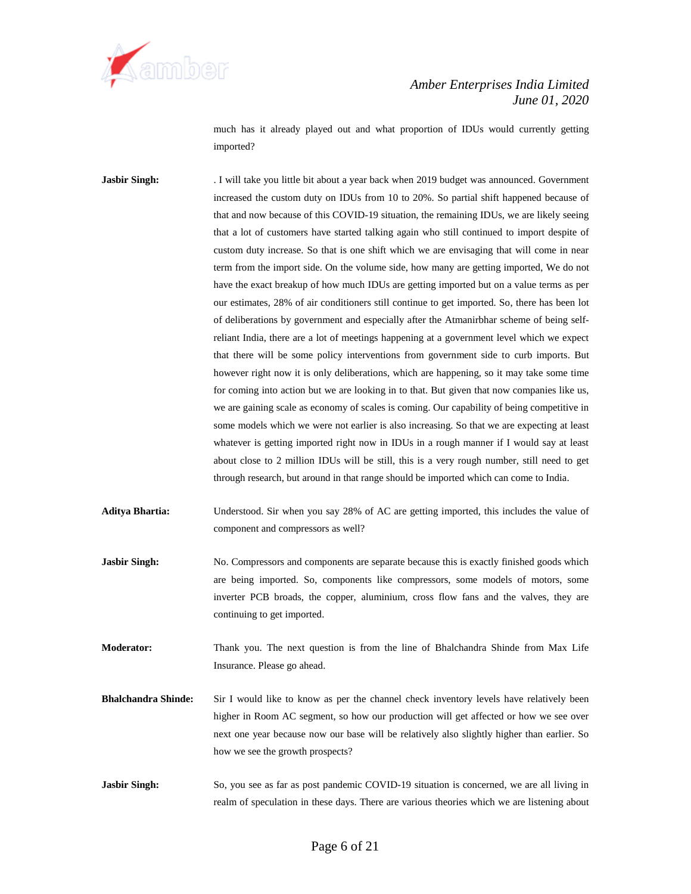much has it already played out and what proportion of IDUs would currently getting imported?

**Jasbir Singh:** . I will take you little bit about a year back when 2019 budget was announced. Government increased the custom duty on IDUs from 10 to 20%. So partial shift happened because of that and now because of this COVID-19 situation, the remaining IDUs, we are likely seeing that a lot of customers have started talking again who still continued to import despite of custom duty increase. So that is one shift which we are envisaging that will come in near term from the import side. On the volume side, how many are getting imported, We do not have the exact breakup of how much IDUs are getting imported but on a value terms as per our estimates, 28% of air conditioners still continue to get imported. So, there has been lot of deliberations by government and especially after the Atmanirbhar scheme of being self-reliant India, there are a lot of meetings happening at a government level which we expect that there will be some policy interventions from government side to curb imports. But however right now it is only deliberations, which are happening, so it may take some time for coming into action but we are looking in to that. But given that now companies like us, we are gaining scale as economy of scales is coming. Our capability of being competitive in some models which we were not earlier is also increasing. So that we are expecting at least whatever is getting imported right now in IDUs in a rough manner if I would say at least about close to 2 million IDUs will be still, this is a very rough number, still need to get through research, but around in that range should be imported which can come to India.

**Aditya Bhartia:** Understood. Sir when you say 28% of AC are getting imported, this includes the value of component and compressors as well?

**Jasbir Singh:** No. Compressors and components are separate because this is exactly finished goods which are being imported. So, components like compressors, some models of motors, some inverter PCB broads, the copper, aluminium, cross flow fans and the valves, they are continuing to get imported.

**Moderator:** Thank you. The next question is from the line of Bhalchandra Shinde from Max Life Insurance. Please go ahead.

**Bhalchandra Shinde:** Sir I would like to know as per the channel check inventory levels have relatively been higher in Room AC segment, so how our production will get affected or how we see over next one year because now our base will be relatively also slightly higher than earlier. So how we see the growth prospects?

**Jasbir Singh:** So, you see as far as post pandemic COVID-19 situation is concerned, we are all living in realm of speculation in these days. There are various theories which we are listening about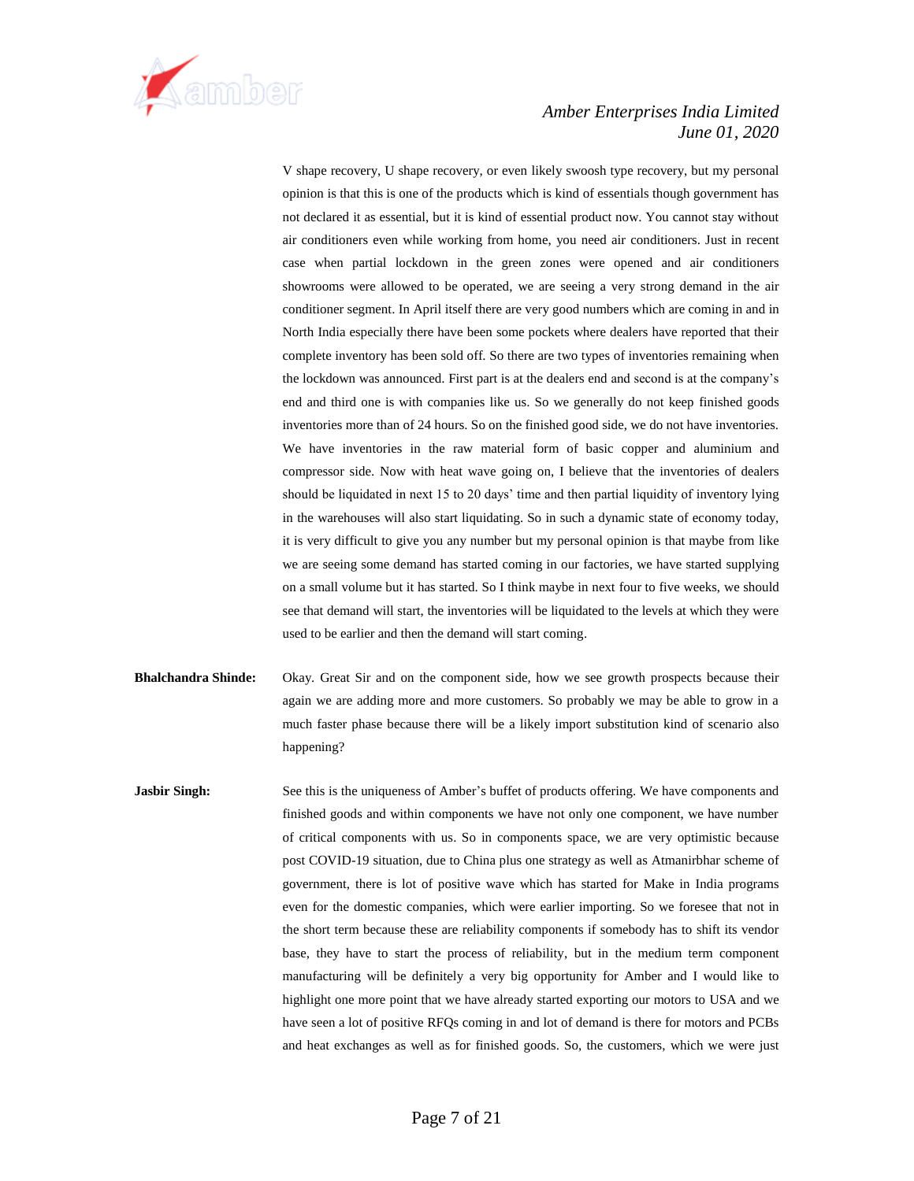V shape recovery, U shape recovery, or even likely swoosh type recovery, but my personal opinion is that this is one of the products which is kind of essentials though government has not declared it as essential, but it is kind of essential product now. You cannot stay without air conditioners even while working from home, you need air conditioners. Just in recent case when partial lockdown in the green zones were opened and air conditioners showrooms were allowed to be operated, we are seeing a very strong demand in the air conditioner segment. In April itself there are very good numbers which are coming in and in North India especially there have been some pockets where dealers have reported that their complete inventory has been sold off. So there are two types of inventories remaining when the lockdown was announced. First part is at the dealers end and second is at the company's end and third one is with companies like us. So we generally do not keep finished goods inventories more than of 24 hours. So on the finished good side, we do not have inventories. We have inventories in the raw material form of basic copper and aluminium and compressor side. Now with heat wave going on, I believe that the inventories of dealers should be liquidated in next 15 to 20 days' time and then partial liquidity of inventory lying in the warehouses will also start liquidating. So in such a dynamic state of economy today, it is very difficult to give you any number but my personal opinion is that maybe from like we are seeing some demand has started coming in our factories, we have started supplying on a small volume but it has started. So I think maybe in next four to five weeks, we should see that demand will start, the inventories will be liquidated to the levels at which they were used to be earlier and then the demand will start coming.

**Bhalchandra Shinde:** Okay. Great Sir and on the component side, how we see growth prospects because their again we are adding more and more customers. So probably we may be able to grow in a much faster phase because there will be a likely import substitution kind of scenario also happening?

**Jasbir Singh:** See this is the uniqueness of Amber's buffet of products offering. We have components and finished goods and within components we have not only one component, we have number of critical components with us. So in components space, we are very optimistic because post COVID-19 situation, due to China plus one strategy as well as Atmanirbhar scheme of government, there is lot of positive wave which has started for Make in India programs even for the domestic companies, which were earlier importing. So we foresee that not in the short term because these are reliability components if somebody has to shift its vendor base, they have to start the process of reliability, but in the medium term component manufacturing will be definitely a very big opportunity for Amber and I would like to highlight one more point that we have already started exporting our motors to USA and we have seen a lot of positive RFQs coming in and lot of demand is there for motors and PCBs and heat exchanges as well as for finished goods. So, the customers, which we were just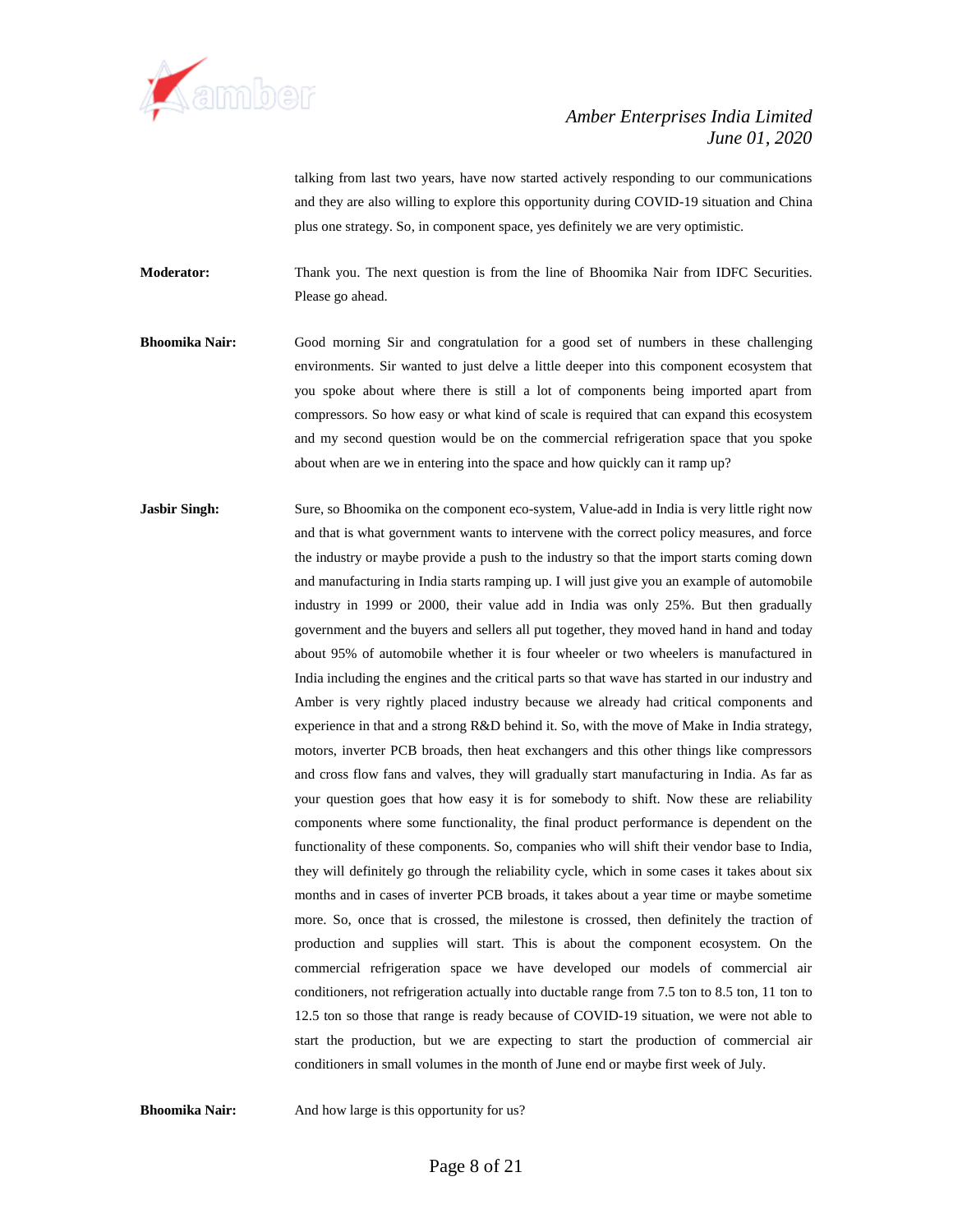talking from last two years, have now started actively responding to our communications and they are also willing to explore this opportunity during COVID-19 situation and China plus one strategy. So, in component space, yes definitely we are very optimistic.

**Moderator:** Thank you. The next question is from the line of Bhoomika Nair from IDFC Securities. Please go ahead.

**Bhoomika Nair:** Good morning Sir and congratulation for a good set of numbers in these challenging environments. Sir wanted to just delve a little deeper into this component ecosystem that you spoke about where there is still a lot of components being imported apart from compressors. So how easy or what kind of scale is required that can expand this ecosystem and my second question would be on the commercial refrigeration space that you spoke about when are we in entering into the space and how quickly can it ramp up?

**Jasbir Singh:** Sure, so Bhoomika on the component eco-system, Value-add in India is very little right now and that is what government wants to intervene with the correct policy measures, and force the industry or maybe provide a push to the industry so that the import starts coming down and manufacturing in India starts ramping up. I will just give you an example of automobile industry in 1999 or 2000, their value add in India was only 25%. But then gradually government and the buyers and sellers all put together, they moved hand in hand and today about 95% of automobile whether it is four wheeler or two wheelers is manufactured in India including the engines and the critical parts so that wave has started in our industry and Amber is very rightly placed industry because we already had critical components and experience in that and a strong R&D behind it. So, with the move of Make in India strategy, motors, inverter PCB broads, then heat exchangers and this other things like compressors and cross flow fans and valves, they will gradually start manufacturing in India. As far as your question goes that how easy it is for somebody to shift. Now these are reliability components where some functionality, the final product performance is dependent on the functionality of these components. So, companies who will shift their vendor base to India, they will definitely go through the reliability cycle, which in some cases it takes about six months and in cases of inverter PCB broads, it takes about a year time or maybe sometime more. So, once that is crossed, the milestone is crossed, then definitely the traction of production and supplies will start. This is about the component ecosystem. On the commercial refrigeration space we have developed our models of commercial air conditioners, not refrigeration actually into ductable range from 7.5 ton to 8.5 ton, 11 ton to 12.5 ton so those that range is ready because of COVID-19 situation, we were not able to start the production, but we are expecting to start the production of commercial air conditioners in small volumes in the month of June end or maybe first week of July.

**Bhoomika Nair:** And how large is this opportunity for us?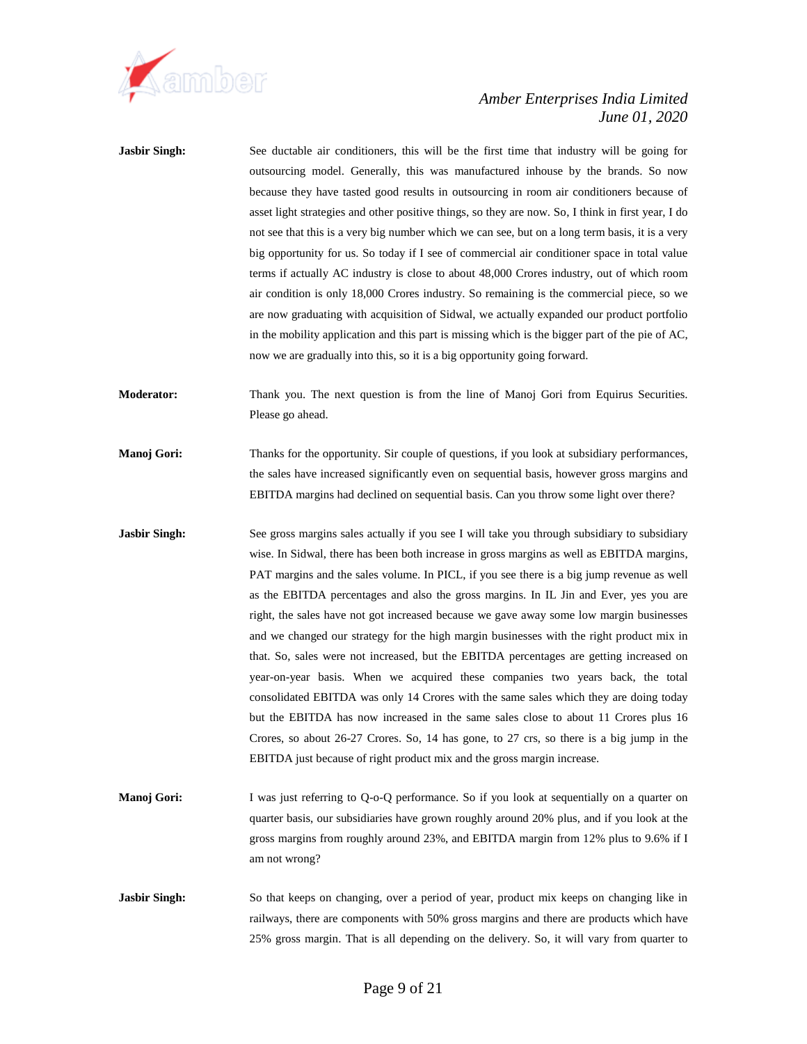**Jasbir Singh:** See ductable air conditioners, this will be the first time that industry will be going for outsourcing model. Generally, this was manufactured inhouse by the brands. So now because they have tasted good results in outsourcing in room air conditioners because of asset light strategies and other positive things, so they are now. So, I think in first year, I do not see that this is a very big number which we can see, but on a long term basis, it is a very big opportunity for us. So today if I see of commercial air conditioner space in total value terms if actually AC industry is close to about 48,000 Crores industry, out of which room air condition is only 18,000 Crores industry. So remaining is the commercial piece, so we are now graduating with acquisition of Sidwal, we actually expanded our product portfolio in the mobility application and this part is missing which is the bigger part of the pie of AC, now we are gradually into this, so it is a big opportunity going forward.

**Moderator:** Thank you. The next question is from the line of Manoj Gori from Equirus Securities. Please go ahead.

**Manoj Gori:** Thanks for the opportunity. Sir couple of questions, if you look at subsidiary performances, the sales have increased significantly even on sequential basis, however gross margins and EBITDA margins had declined on sequential basis. Can you throw some light over there?

**Jasbir Singh:** See gross margins sales actually if you see I will take you through subsidiary to subsidiary wise. In Sidwal, there has been both increase in gross margins as well as EBITDA margins, PAT margins and the sales volume. In PICL, if you see there is a big jump revenue as well as the EBITDA percentages and also the gross margins. In IL Jin and Ever, yes you are right, the sales have not got increased because we gave away some low margin businesses and we changed our strategy for the high margin businesses with the right product mix in that. So, sales were not increased, but the EBITDA percentages are getting increased on year-on-year basis. When we acquired these companies two years back, the total consolidated EBITDA was only 14 Crores with the same sales which they are doing today but the EBITDA has now increased in the same sales close to about 11 Crores plus 16 Crores, so about 26-27 Crores. So, 14 has gone, to 27 crs, so there is a big jump in the EBITDA just because of right product mix and the gross margin increase.

**Manoj Gori:** I was just referring to Q-o-Q performance. So if you look at sequentially on a quarter on quarter basis, our subsidiaries have grown roughly around 20% plus, and if you look at the gross margins from roughly around 23%, and EBITDA margin from 12% plus to 9.6% if I am not wrong?

**Jasbir Singh:** So that keeps on changing, over a period of year, product mix keeps on changing like in railways, there are components with 50% gross margins and there are products which have 25% gross margin. That is all depending on the delivery. So, it will vary from quarter to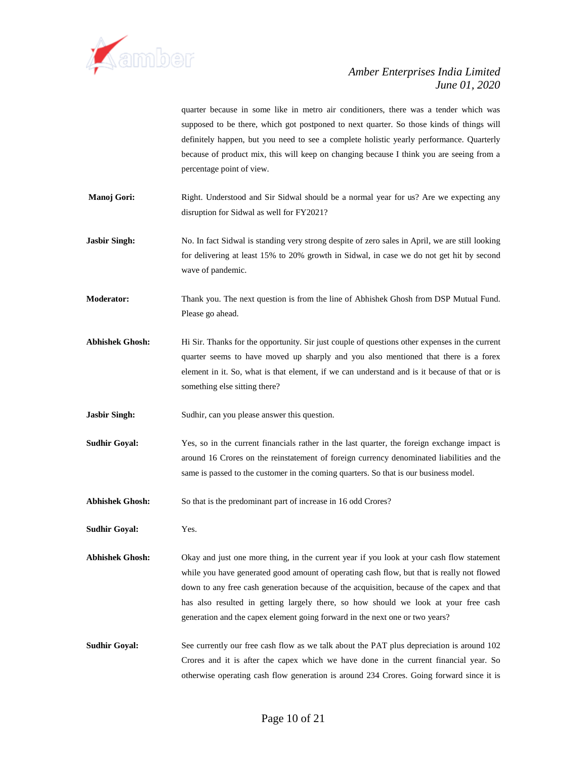quarter because in some like in metro air conditioners, there was a tender which was supposed to be there, which got postponed to next quarter. So those kinds of things will definitely happen, but you need to see a complete holistic yearly performance. Quarterly because of product mix, this will keep on changing because I think you are seeing from a percentage point of view.

**Manoj Gori:** Right. Understood and Sir Sidwal should be a normal year for us? Are we expecting any disruption for Sidwal as well for FY2021?

**Jasbir Singh:** No. In fact Sidwal is standing very strong despite of zero sales in April, we are still looking for delivering at least 15% to 20% growth in Sidwal, in case we do not get hit by second wave of pandemic.

**Moderator:** Thank you. The next question is from the line of Abhishek Ghosh from DSP Mutual Fund. Please go ahead.

**Abhishek Ghosh:** Hi Sir. Thanks for the opportunity. Sir just couple of questions other expenses in the current quarter seems to have moved up sharply and you also mentioned that there is a forex element in it. So, what is that element, if we can understand and is it because of that or is something else sitting there?

**Jasbir Singh:** Sudhir, can you please answer this question.

**Sudhir Goyal:** Yes, so in the current financials rather in the last quarter, the foreign exchange impact is around 16 Crores on the reinstatement of foreign currency denominated liabilities and the same is passed to the customer in the coming quarters. So that is our business model.

**Abhishek Ghosh:** So that is the predominant part of increase in 16 odd Crores?

**Sudhir Goyal:** Yes.

**Abhishek Ghosh:** Okay and just one more thing, in the current year if you look at your cash flow statement while you have generated good amount of operating cash flow, but that is really not flowed down to any free cash generation because of the acquisition, because of the capex and that has also resulted in getting largely there, so how should we look at your free cash generation and the capex element going forward in the next one or two years?

**Sudhir Goyal:** See currently our free cash flow as we talk about the PAT plus depreciation is around 102 Crores and it is after the capex which we have done in the current financial year. So otherwise operating cash flow generation is around 234 Crores. Going forward since it is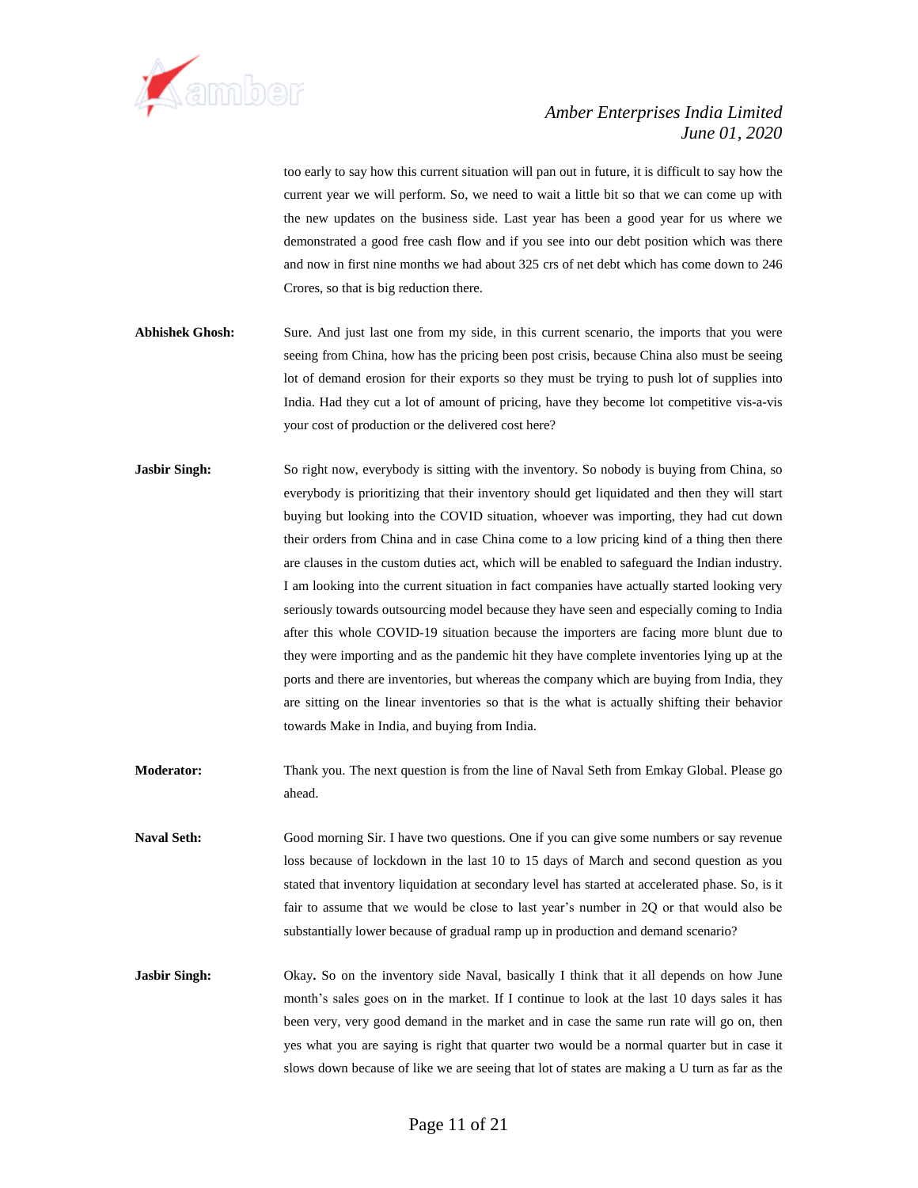too early to say how this current situation will pan out in future, it is difficult to say how the current year we will perform. So, we need to wait a little bit so that we can come up with the new updates on the business side. Last year has been a good year for us where we demonstrated a good free cash flow and if you see into our debt position which was there and now in first nine months we had about 325 crs of net debt which has come down to 246 Crores, so that is big reduction there.

**Abhishek Ghosh:** Sure. And just last one from my side, in this current scenario, the imports that you were seeing from China, how has the pricing been post crisis, because China also must be seeing lot of demand erosion for their exports so they must be trying to push lot of supplies into India. Had they cut a lot of amount of pricing, have they become lot competitive vis-a-vis your cost of production or the delivered cost here?

**Jasbir Singh:** So right now, everybody is sitting with the inventory. So nobody is buying from China, so everybody is prioritizing that their inventory should get liquidated and then they will start buying but looking into the COVID situation, whoever was importing, they had cut down their orders from China and in case China come to a low pricing kind of a thing then there are clauses in the custom duties act, which will be enabled to safeguard the Indian industry. I am looking into the current situation in fact companies have actually started looking very seriously towards outsourcing model because they have seen and especially coming to India after this whole COVID-19 situation because the importers are facing more blunt due to they were importing and as the pandemic hit they have complete inventories lying up at the ports and there are inventories, but whereas the company which are buying from India, they are sitting on the linear inventories so that is the what is actually shifting their behavior towards Make in India, and buying from India.

**Moderator:** Thank you. The next question is from the line of Naval Seth from Emkay Global. Please go ahead.

**Naval Seth:** Good morning Sir. I have two questions. One if you can give some numbers or say revenue loss because of lockdown in the last 10 to 15 days of March and second question as you stated that inventory liquidation at secondary level has started at accelerated phase. So, is it fair to assume that we would be close to last year's number in 2Q or that would also be substantially lower because of gradual ramp up in production and demand scenario?

**Jasbir Singh:** Okay**.** So on the inventory side Naval, basically I think that it all depends on how June month's sales goes on in the market. If I continue to look at the last 10 days sales it has been very, very good demand in the market and in case the same run rate will go on, then yes what you are saying is right that quarter two would be a normal quarter but in case it slows down because of like we are seeing that lot of states are making a U turn as far as the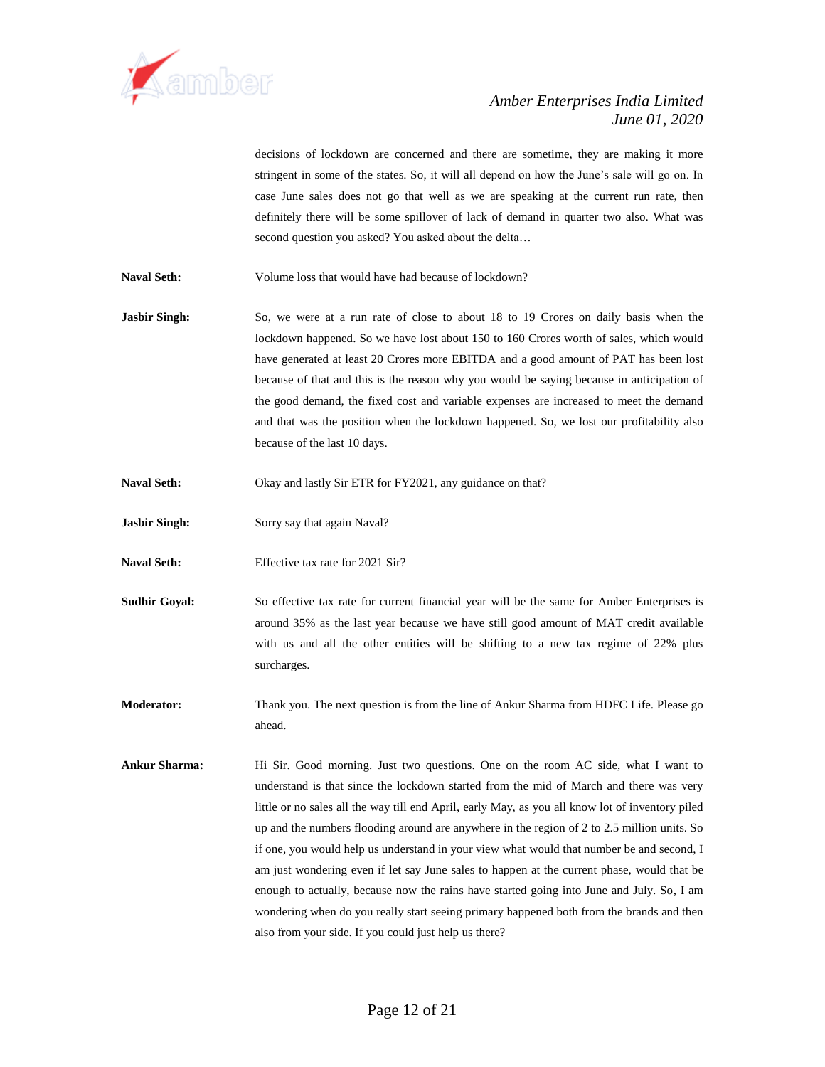decisions of lockdown are concerned and there are sometime, they are making it more stringent in some of the states. So, it will all depend on how the June's sale will go on. In case June sales does not go that well as we are speaking at the current run rate, then definitely there will be some spillover of lack of demand in quarter two also. What was second question you asked? You asked about the delta…

**Naval Seth:** Volume loss that would have had because of lockdown?

**Jasbir Singh:** So, we were at a run rate of close to about 18 to 19 Crores on daily basis when the lockdown happened. So we have lost about 150 to 160 Crores worth of sales, which would have generated at least 20 Crores more EBITDA and a good amount of PAT has been lost because of that and this is the reason why you would be saying because in anticipation of the good demand, the fixed cost and variable expenses are increased to meet the demand and that was the position when the lockdown happened. So, we lost our profitability also because of the last 10 days.

**Naval Seth:** Okay and lastly Sir ETR for FY2021, any guidance on that?

**Jasbir Singh:** Sorry say that again Naval?

**Naval Seth:** Effective tax rate for 2021 Sir?

**Sudhir Goyal:** So effective tax rate for current financial year will be the same for Amber Enterprises is around 35% as the last year because we have still good amount of MAT credit available with us and all the other entities will be shifting to a new tax regime of 22% plus surcharges.

**Moderator:** Thank you. The next question is from the line of Ankur Sharma from HDFC Life. Please go ahead.

**Ankur Sharma:** Hi Sir. Good morning. Just two questions. One on the room AC side, what I want to understand is that since the lockdown started from the mid of March and there was very little or no sales all the way till end April, early May, as you all know lot of inventory piled up and the numbers flooding around are anywhere in the region of 2 to 2.5 million units. So if one, you would help us understand in your view what would that number be and second, I am just wondering even if let say June sales to happen at the current phase, would that be enough to actually, because now the rains have started going into June and July. So, I am wondering when do you really start seeing primary happened both from the brands and then also from your side. If you could just help us there?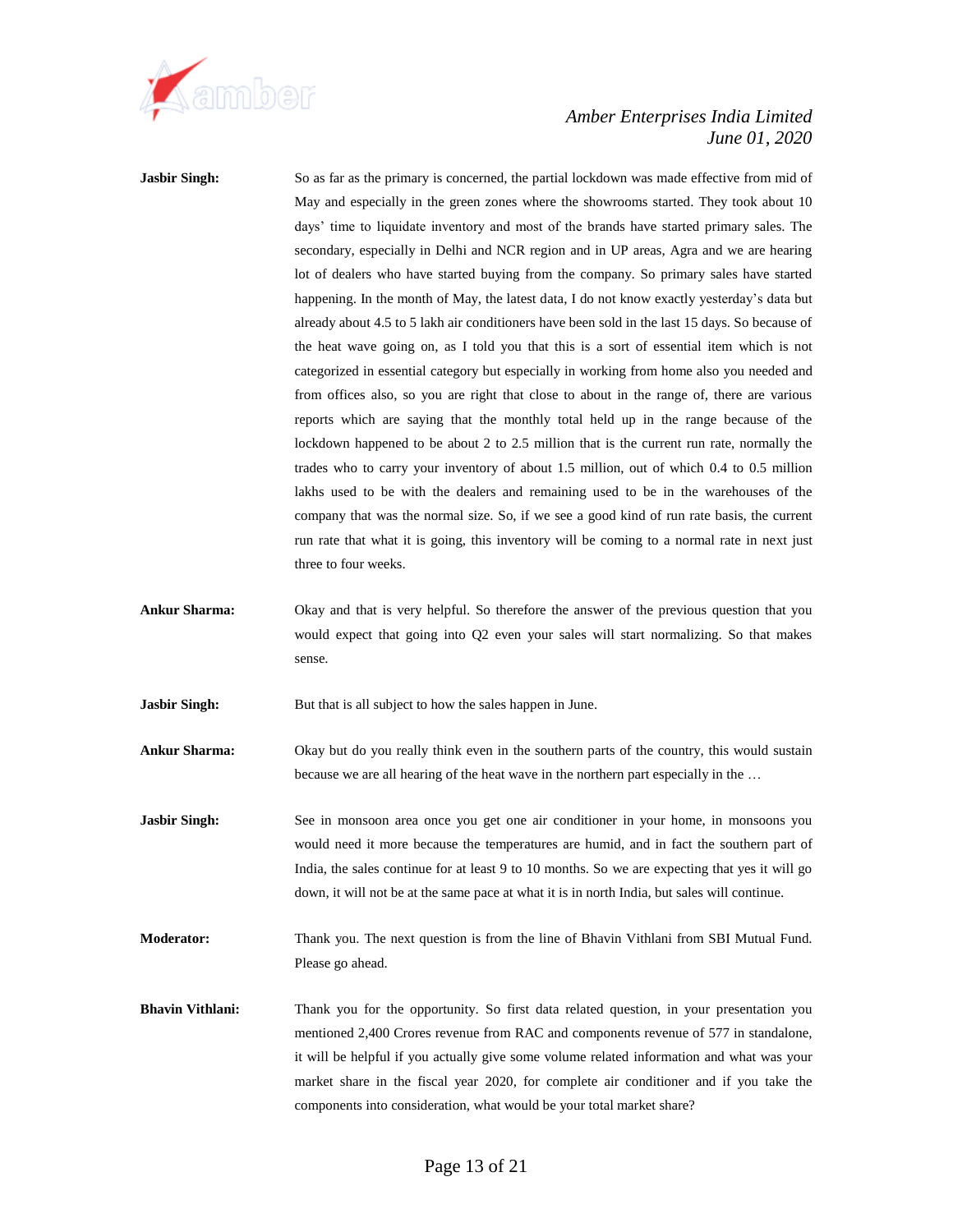**Jasbir Singh:** So as far as the primary is concerned, the partial lockdown was made effective from mid of May and especially in the green zones where the showrooms started. They took about 10 days' time to liquidate inventory and most of the brands have started primary sales. The secondary, especially in Delhi and NCR region and in UP areas, Agra and we are hearing lot of dealers who have started buying from the company. So primary sales have started happening. In the month of May, the latest data, I do not know exactly yesterday's data but already about 4.5 to 5 lakh air conditioners have been sold in the last 15 days. So because of the heat wave going on, as I told you that this is a sort of essential item which is not categorized in essential category but especially in working from home also you needed and from offices also, so you are right that close to about in the range of, there are various reports which are saying that the monthly total held up in the range because of the lockdown happened to be about 2 to 2.5 million that is the current run rate, normally the trades who to carry your inventory of about 1.5 million, out of which 0.4 to 0.5 million lakhs used to be with the dealers and remaining used to be in the warehouses of the company that was the normal size. So, if we see a good kind of run rate basis, the current run rate that what it is going, this inventory will be coming to a normal rate in next just three to four weeks.

**Ankur Sharma:** Okay and that is very helpful. So therefore the answer of the previous question that you would expect that going into Q2 even your sales will start normalizing. So that makes sense.

**Jasbir Singh:** But that is all subject to how the sales happen in June.

**Ankur Sharma:** Okay but do you really think even in the southern parts of the country, this would sustain because we are all hearing of the heat wave in the northern part especially in the …

**Jasbir Singh:** See in monsoon area once you get one air conditioner in your home, in monsoons you would need it more because the temperatures are humid, and in fact the southern part of India, the sales continue for at least 9 to 10 months. So we are expecting that yes it will go down, it will not be at the same pace at what it is in north India, but sales will continue.

**Moderator:** Thank you. The next question is from the line of Bhavin Vithlani from SBI Mutual Fund. Please go ahead.

**Bhavin Vithlani:** Thank you for the opportunity. So first data related question, in your presentation you mentioned 2,400 Crores revenue from RAC and components revenue of 577 in standalone, it will be helpful if you actually give some volume related information and what was your market share in the fiscal year 2020, for complete air conditioner and if you take the components into consideration, what would be your total market share?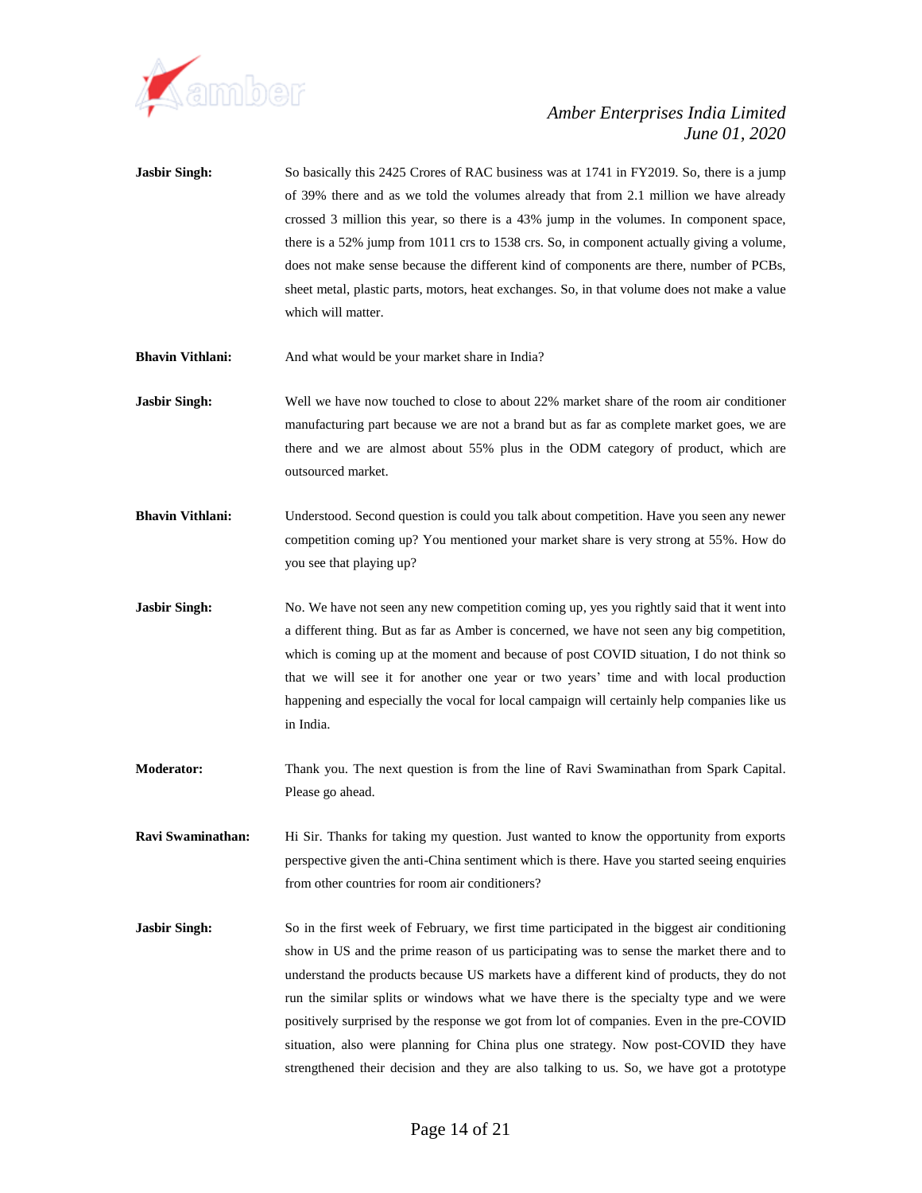**Jasbir Singh:** So basically this 2425 Crores of RAC business was at 1741 in FY2019. So, there is a jump of 39% there and as we told the volumes already that from 2.1 million we have already crossed 3 million this year, so there is a 43% jump in the volumes. In component space, there is a 52% jump from 1011 crs to 1538 crs. So, in component actually giving a volume, does not make sense because the different kind of components are there, number of PCBs, sheet metal, plastic parts, motors, heat exchanges. So, in that volume does not make a value which will matter.

**Bhavin Vithlani:** And what would be your market share in India?

**Jasbir Singh:** Well we have now touched to close to about 22% market share of the room air conditioner manufacturing part because we are not a brand but as far as complete market goes, we are there and we are almost about 55% plus in the ODM category of product, which are outsourced market.

**Bhavin Vithlani:** Understood. Second question is could you talk about competition. Have you seen any newer competition coming up? You mentioned your market share is very strong at 55%. How do you see that playing up?

**Jasbir Singh:** No. We have not seen any new competition coming up, yes you rightly said that it went into a different thing. But as far as Amber is concerned, we have not seen any big competition, which is coming up at the moment and because of post COVID situation, I do not think so that we will see it for another one year or two years' time and with local production happening and especially the vocal for local campaign will certainly help companies like us in India.

**Moderator:** Thank you. The next question is from the line of Ravi Swaminathan from Spark Capital. Please go ahead.

**Ravi Swaminathan:** Hi Sir. Thanks for taking my question. Just wanted to know the opportunity from exports perspective given the anti-China sentiment which is there. Have you started seeing enquiries from other countries for room air conditioners?

**Jasbir Singh:** So in the first week of February, we first time participated in the biggest air conditioning show in US and the prime reason of us participating was to sense the market there and to understand the products because US markets have a different kind of products, they do not run the similar splits or windows what we have there is the specialty type and we were positively surprised by the response we got from lot of companies. Even in the pre-COVID situation, also were planning for China plus one strategy. Now post-COVID they have strengthened their decision and they are also talking to us. So, we have got a prototype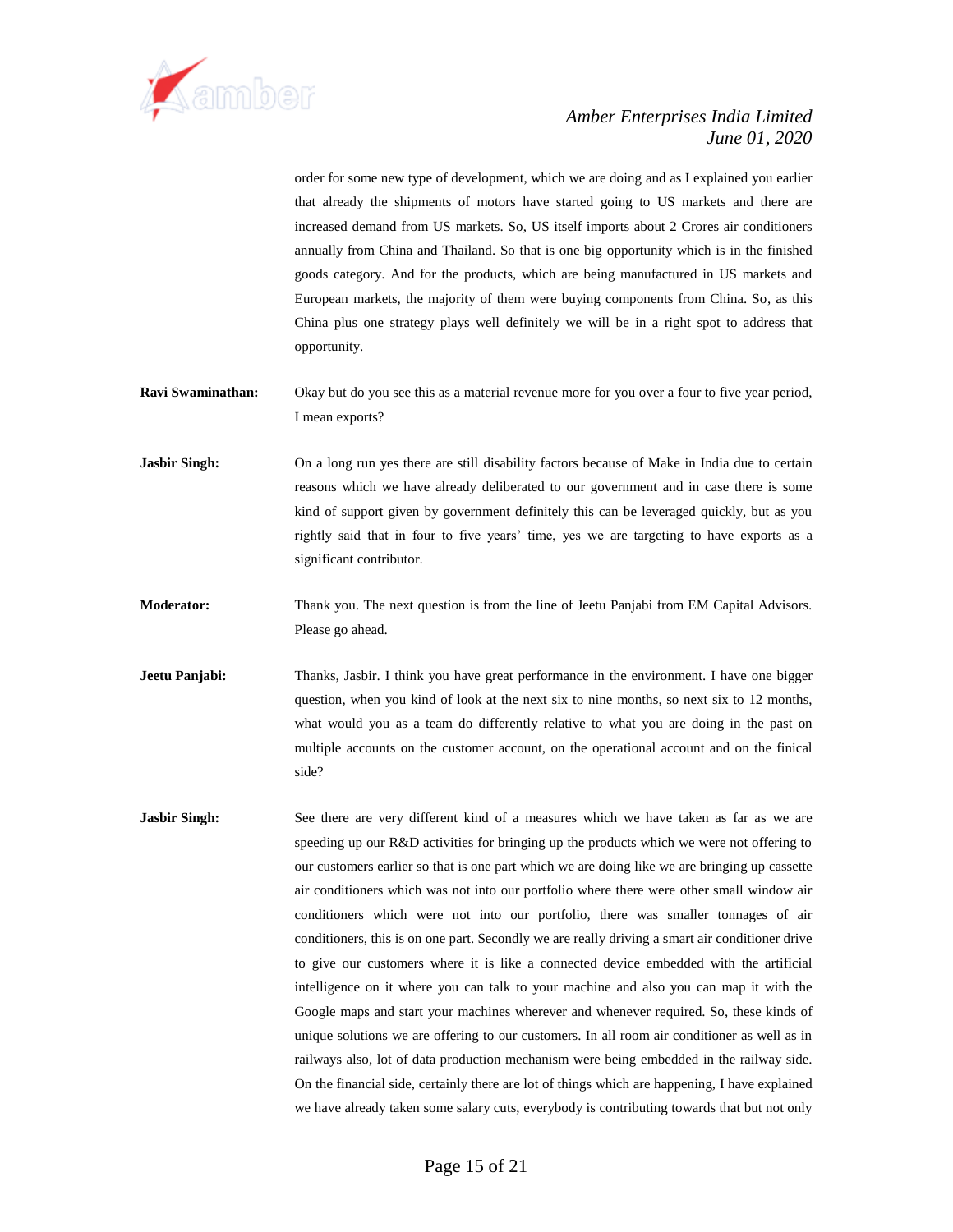order for some new type of development, which we are doing and as I explained you earlier that already the shipments of motors have started going to US markets and there are increased demand from US markets. So, US itself imports about 2 Crores air conditioners annually from China and Thailand. So that is one big opportunity which is in the finished goods category. And for the products, which are being manufactured in US markets and European markets, the majority of them were buying components from China. So, as this China plus one strategy plays well definitely we will be in a right spot to address that opportunity.

**Ravi Swaminathan:** Okay but do you see this as a material revenue more for you over a four to five year period, I mean exports?

**Jasbir Singh:** On a long run yes there are still disability factors because of Make in India due to certain reasons which we have already deliberated to our government and in case there is some kind of support given by government definitely this can be leveraged quickly, but as you rightly said that in four to five years' time, yes we are targeting to have exports as a significant contributor.

**Moderator:** Thank you. The next question is from the line of Jeetu Panjabi from EM Capital Advisors. Please go ahead.

**Jeetu Panjabi:** Thanks, Jasbir. I think you have great performance in the environment. I have one bigger question, when you kind of look at the next six to nine months, so next six to 12 months, what would you as a team do differently relative to what you are doing in the past on multiple accounts on the customer account, on the operational account and on the finical side?

**Jasbir Singh:** See there are very different kind of a measures which we have taken as far as we are speeding up our R&D activities for bringing up the products which we were not offering to our customers earlier so that is one part which we are doing like we are bringing up cassette air conditioners which was not into our portfolio where there were other small window air conditioners which were not into our portfolio, there was smaller tonnages of air conditioners, this is on one part. Secondly we are really driving a smart air conditioner drive to give our customers where it is like a connected device embedded with the artificial intelligence on it where you can talk to your machine and also you can map it with the Google maps and start your machines wherever and whenever required. So, these kinds of unique solutions we are offering to our customers. In all room air conditioner as well as in railways also, lot of data production mechanism were being embedded in the railway side. On the financial side, certainly there are lot of things which are happening, I have explained we have already taken some salary cuts, everybody is contributing towards that but not only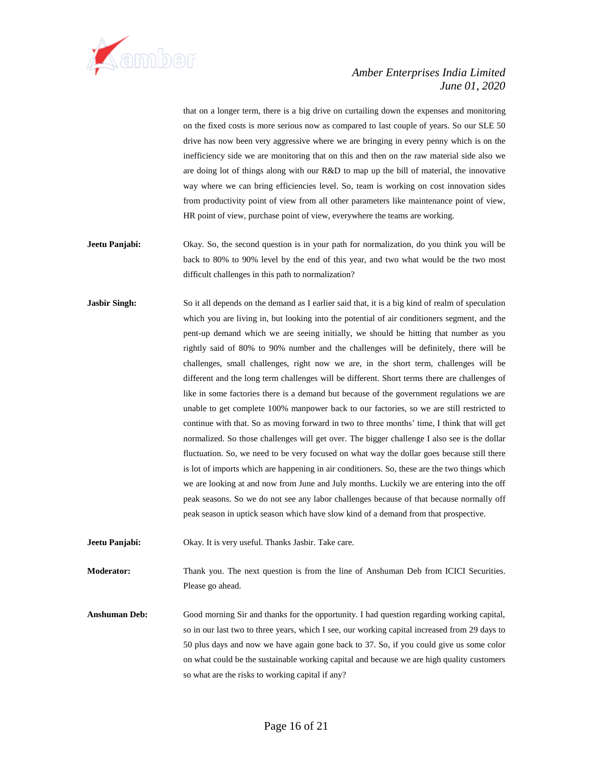that on a longer term, there is a big drive on curtailing down the expenses and monitoring on the fixed costs is more serious now as compared to last couple of years. So our SLE 50 drive has now been very aggressive where we are bringing in every penny which is on the inefficiency side we are monitoring that on this and then on the raw material side also we are doing lot of things along with our R&D to map up the bill of material, the innovative way where we can bring efficiencies level. So, team is working on cost innovation sides from productivity point of view from all other parameters like maintenance point of view, HR point of view, purchase point of view, everywhere the teams are working.

**Jeetu Panjabi:** Okay. So, the second question is in your path for normalization, do you think you will be back to 80% to 90% level by the end of this year, and two what would be the two most difficult challenges in this path to normalization?

**Jasbir Singh:** So it all depends on the demand as I earlier said that, it is a big kind of realm of speculation which you are living in, but looking into the potential of air conditioners segment, and the pent-up demand which we are seeing initially, we should be hitting that number as you rightly said of 80% to 90% number and the challenges will be definitely, there will be challenges, small challenges, right now we are, in the short term, challenges will be different and the long term challenges will be different. Short terms there are challenges of like in some factories there is a demand but because of the government regulations we are unable to get complete 100% manpower back to our factories, so we are still restricted to continue with that. So as moving forward in two to three months' time, I think that will get normalized. So those challenges will get over. The bigger challenge I also see is the dollar fluctuation. So, we need to be very focused on what way the dollar goes because still there is lot of imports which are happening in air conditioners. So, these are the two things which we are looking at and now from June and July months. Luckily we are entering into the off peak seasons. So we do not see any labor challenges because of that because normally off peak season in uptick season which have slow kind of a demand from that prospective.

**Jeetu Panjabi:** Okay. It is very useful. Thanks Jasbir. Take care.

**Moderator:** Thank you. The next question is from the line of Anshuman Deb from ICICI Securities. Please go ahead.

**Anshuman Deb:** Good morning Sir and thanks for the opportunity. I had question regarding working capital, so in our last two to three years, which I see, our working capital increased from 29 days to 50 plus days and now we have again gone back to 37. So, if you could give us some color on what could be the sustainable working capital and because we are high quality customers so what are the risks to working capital if any?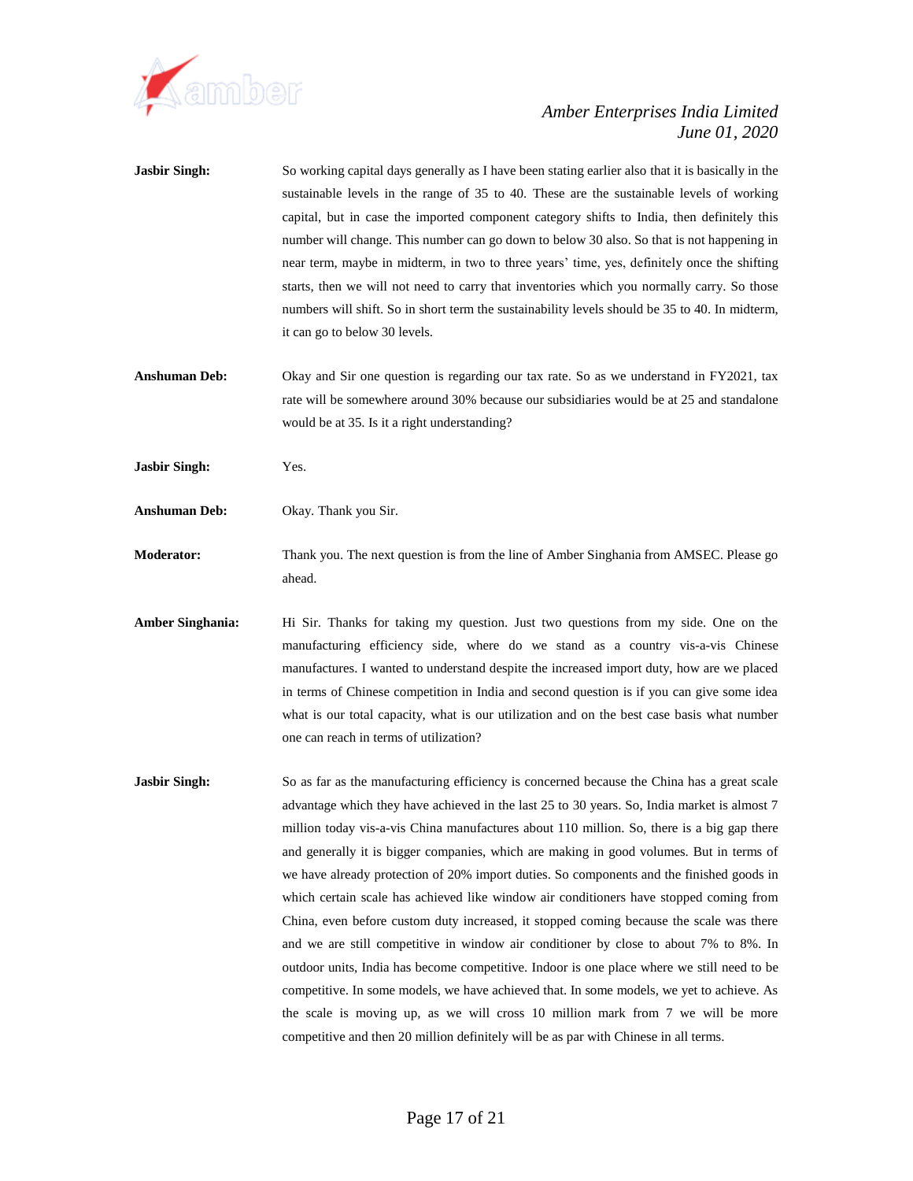**Jasbir Singh:** So working capital days generally as I have been stating earlier also that it is basically in the sustainable levels in the range of 35 to 40. These are the sustainable levels of working capital, but in case the imported component category shifts to India, then definitely this number will change. This number can go down to below 30 also. So that is not happening in near term, maybe in midterm, in two to three years' time, yes, definitely once the shifting starts, then we will not need to carry that inventories which you normally carry. So those numbers will shift. So in short term the sustainability levels should be 35 to 40. In midterm, it can go to below 30 levels.

**Anshuman Deb:** Okay and Sir one question is regarding our tax rate. So as we understand in FY2021, tax rate will be somewhere around 30% because our subsidiaries would be at 25 and standalone would be at 35. Is it a right understanding?

**Jasbir Singh:** Yes.

**Anshuman Deb:** Okay. Thank you Sir.

**Moderator:** Thank you. The next question is from the line of Amber Singhania from AMSEC. Please go ahead.

**Amber Singhania:** Hi Sir. Thanks for taking my question. Just two questions from my side. One on the manufacturing efficiency side, where do we stand as a country vis-a-vis Chinese manufactures. I wanted to understand despite the increased import duty, how are we placed in terms of Chinese competition in India and second question is if you can give some idea what is our total capacity, what is our utilization and on the best case basis what number one can reach in terms of utilization?

**Jasbir Singh:** So as far as the manufacturing efficiency is concerned because the China has a great scale advantage which they have achieved in the last 25 to 30 years. So, India market is almost 7 million today vis-a-vis China manufactures about 110 million. So, there is a big gap there and generally it is bigger companies, which are making in good volumes. But in terms of we have already protection of 20% import duties. So components and the finished goods in which certain scale has achieved like window air conditioners have stopped coming from China, even before custom duty increased, it stopped coming because the scale was there and we are still competitive in window air conditioner by close to about 7% to 8%. In outdoor units, India has become competitive. Indoor is one place where we still need to be competitive. In some models, we have achieved that. In some models, we yet to achieve. As the scale is moving up, as we will cross 10 million mark from 7 we will be more competitive and then 20 million definitely will be as par with Chinese in all terms.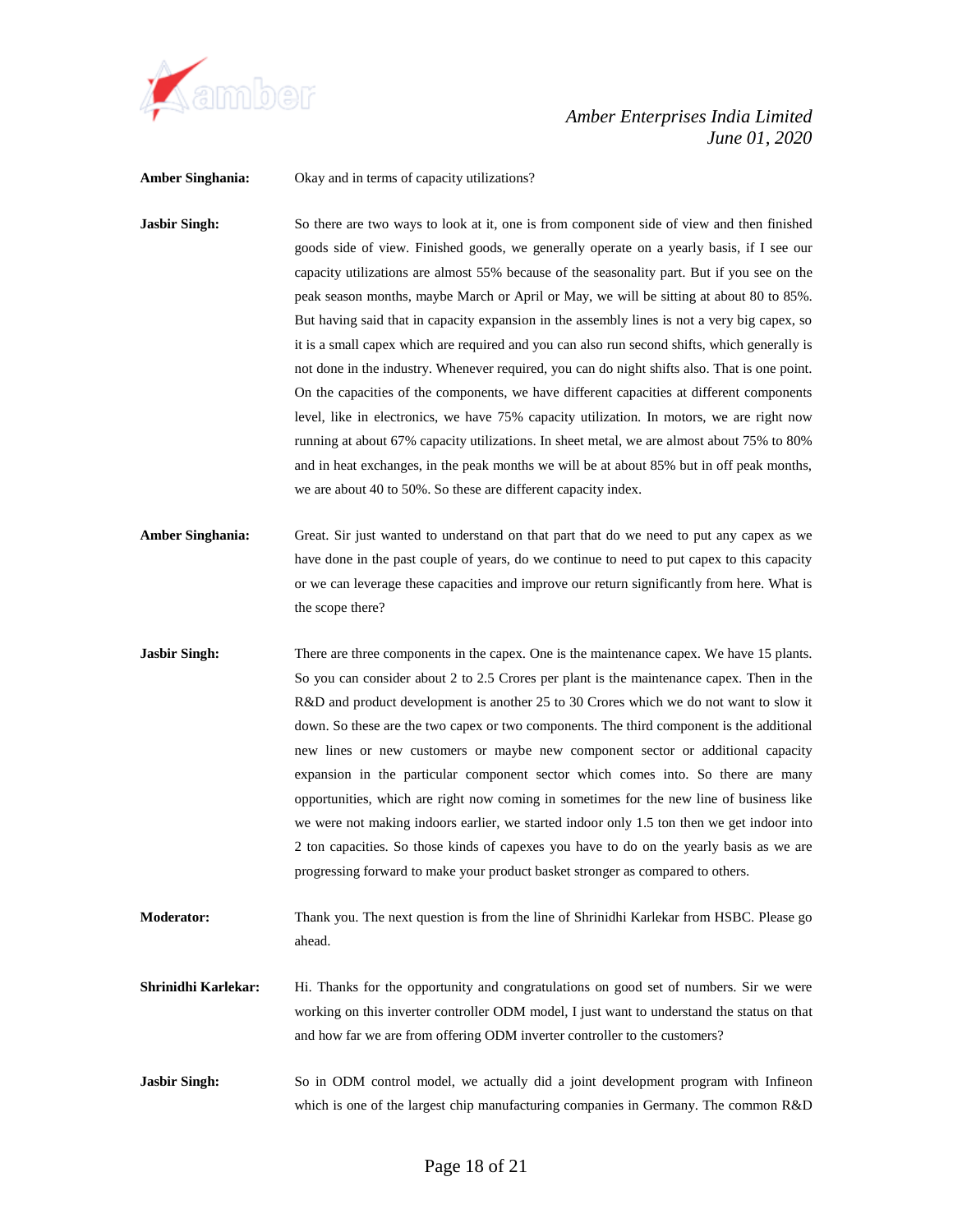**Amber Singhania:** Okay and in terms of capacity utilizations?

**Jasbir Singh:** So there are two ways to look at it, one is from component side of view and then finished goods side of view. Finished goods, we generally operate on a yearly basis, if I see our capacity utilizations are almost 55% because of the seasonality part. But if you see on the peak season months, maybe March or April or May, we will be sitting at about 80 to 85%. But having said that in capacity expansion in the assembly lines is not a very big capex, so it is a small capex which are required and you can also run second shifts, which generally is not done in the industry. Whenever required, you can do night shifts also. That is one point. On the capacities of the components, we have different capacities at different components level, like in electronics, we have 75% capacity utilization. In motors, we are right now running at about 67% capacity utilizations. In sheet metal, we are almost about 75% to 80% and in heat exchanges, in the peak months we will be at about 85% but in off peak months, we are about 40 to 50%. So these are different capacity index.

**Amber Singhania:** Great. Sir just wanted to understand on that part that do we need to put any capex as we have done in the past couple of years, do we continue to need to put capex to this capacity or we can leverage these capacities and improve our return significantly from here. What is the scope there?

**Jasbir Singh:** There are three components in the capex. One is the maintenance capex. We have 15 plants. So you can consider about 2 to 2.5 Crores per plant is the maintenance capex. Then in the R&D and product development is another 25 to 30 Crores which we do not want to slow it down. So these are the two capex or two components. The third component is the additional new lines or new customers or maybe new component sector or additional capacity expansion in the particular component sector which comes into. So there are many opportunities, which are right now coming in sometimes for the new line of business like we were not making indoors earlier, we started indoor only 1.5 ton then we get indoor into 2 ton capacities. So those kinds of capexes you have to do on the yearly basis as we are progressing forward to make your product basket stronger as compared to others.

**Moderator:** Thank you. The next question is from the line of Shrinidhi Karlekar from HSBC. Please go ahead.

**Shrinidhi Karlekar:** Hi. Thanks for the opportunity and congratulations on good set of numbers. Sir we were working on this inverter controller ODM model, I just want to understand the status on that and how far we are from offering ODM inverter controller to the customers?

**Jasbir Singh:** So in ODM control model, we actually did a joint development program with Infineon which is one of the largest chip manufacturing companies in Germany. The common R&D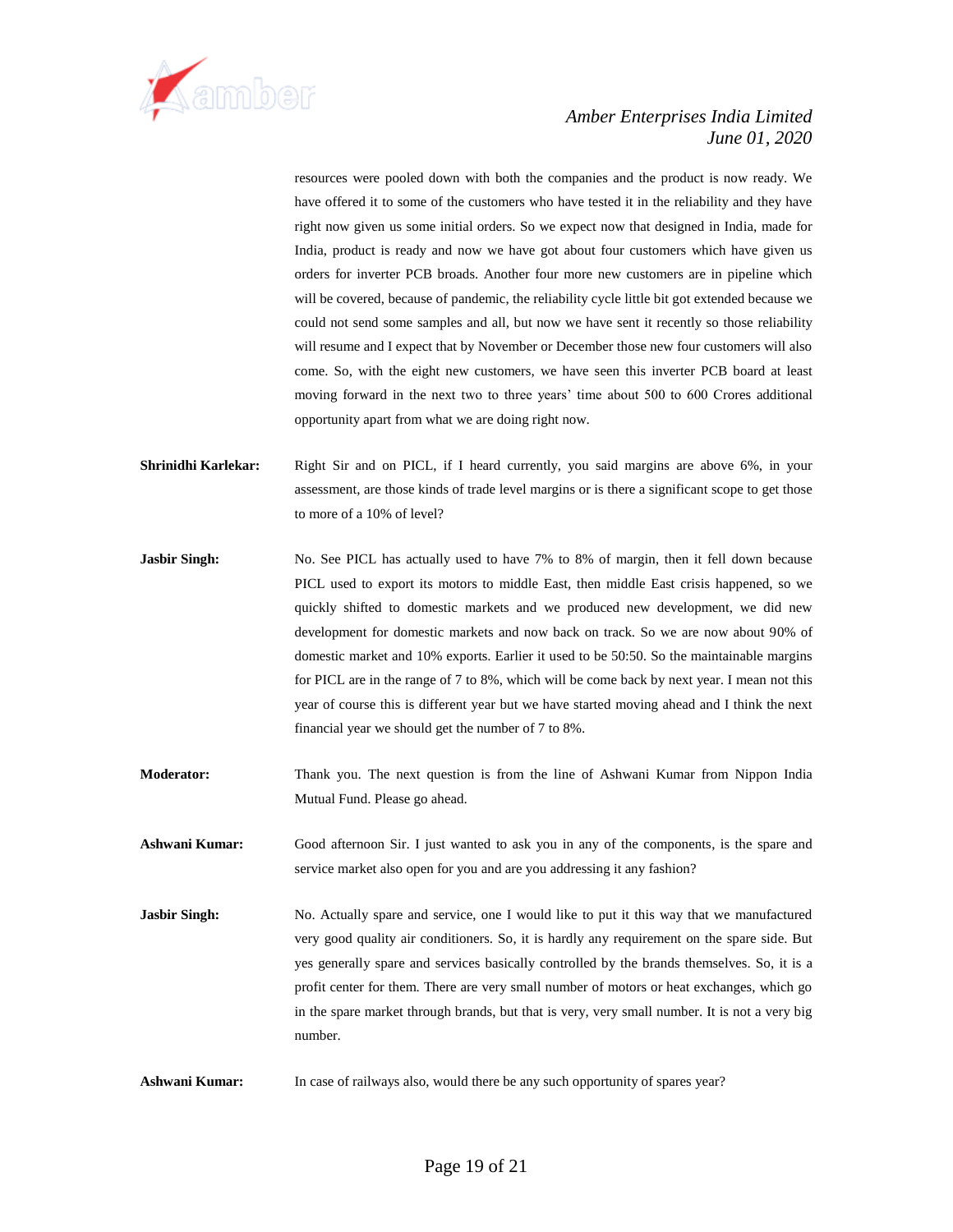resources were pooled down with both the companies and the product is now ready. We have offered it to some of the customers who have tested it in the reliability and they have right now given us some initial orders. So we expect now that designed in India, made for India, product is ready and now we have got about four customers which have given us orders for inverter PCB broads. Another four more new customers are in pipeline which will be covered, because of pandemic, the reliability cycle little bit got extended because we could not send some samples and all, but now we have sent it recently so those reliability will resume and I expect that by November or December those new four customers will also come. So, with the eight new customers, we have seen this inverter PCB board at least moving forward in the next two to three years' time about 500 to 600 Crores additional opportunity apart from what we are doing right now.

**Shrinidhi Karlekar:** Right Sir and on PICL, if I heard currently, you said margins are above 6%, in your assessment, are those kinds of trade level margins or is there a significant scope to get those to more of a 10% of level?

**Jasbir Singh:** No. See PICL has actually used to have 7% to 8% of margin, then it fell down because PICL used to export its motors to middle East, then middle East crisis happened, so we quickly shifted to domestic markets and we produced new development, we did new development for domestic markets and now back on track. So we are now about 90% of domestic market and 10% exports. Earlier it used to be 50:50. So the maintainable margins for PICL are in the range of 7 to 8%, which will be come back by next year. I mean not this year of course this is different year but we have started moving ahead and I think the next financial year we should get the number of 7 to 8%.

**Moderator:** Thank you. The next question is from the line of Ashwani Kumar from Nippon India Mutual Fund. Please go ahead.

**Ashwani Kumar:** Good afternoon Sir. I just wanted to ask you in any of the components, is the spare and service market also open for you and are you addressing it any fashion?

**Jasbir Singh:** No. Actually spare and service, one I would like to put it this way that we manufactured very good quality air conditioners. So, it is hardly any requirement on the spare side. But yes generally spare and services basically controlled by the brands themselves. So, it is a profit center for them. There are very small number of motors or heat exchanges, which go in the spare market through brands, but that is very, very small number. It is not a very big number.

**Ashwani Kumar:** In case of railways also, would there be any such opportunity of spares year?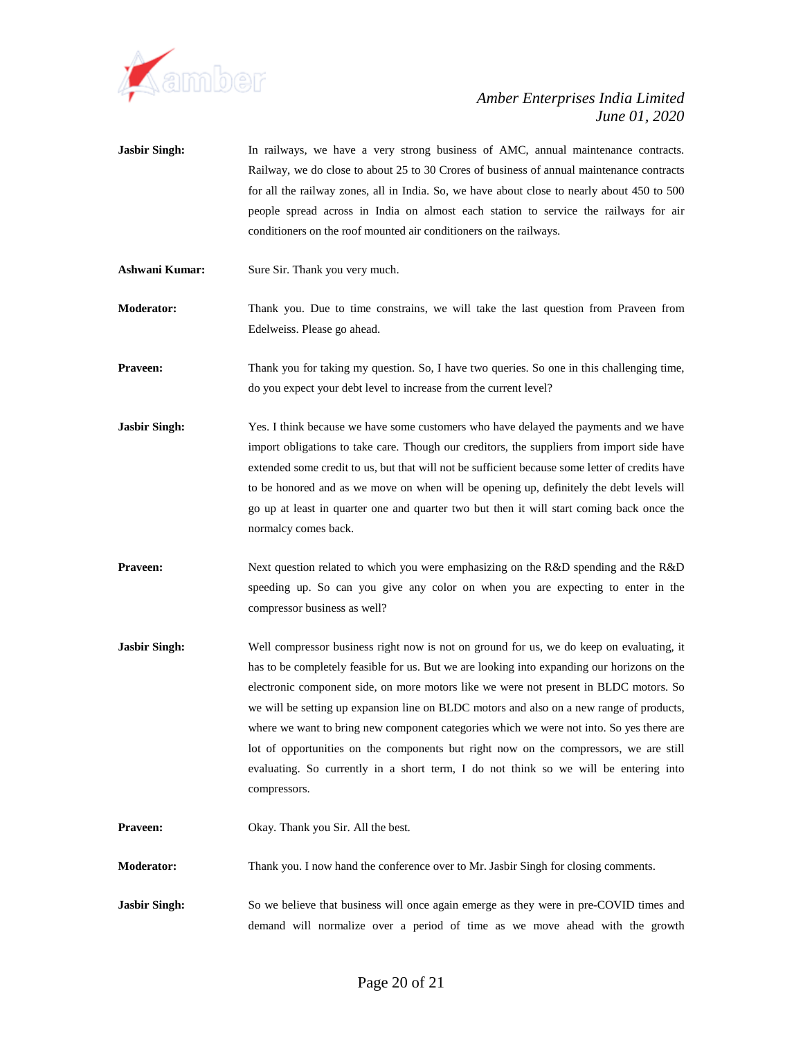**Jasbir Singh:** In railways, we have a very strong business of AMC, annual maintenance contracts. Railway, we do close to about 25 to 30 Crores of business of annual maintenance contracts for all the railway zones, all in India. So, we have about close to nearly about 450 to 500 people spread across in India on almost each station to service the railways for air conditioners on the roof mounted air conditioners on the railways.

**Ashwani Kumar:** Sure Sir. Thank you very much.

**Moderator:** Thank you. Due to time constrains, we will take the last question from Praveen from Edelweiss. Please go ahead.

**Praveen:** Thank you for taking my question. So, I have two queries. So one in this challenging time, do you expect your debt level to increase from the current level?

**Jasbir Singh:** Yes. I think because we have some customers who have delayed the payments and we have import obligations to take care. Though our creditors, the suppliers from import side have extended some credit to us, but that will not be sufficient because some letter of credits have to be honored and as we move on when will be opening up, definitely the debt levels will go up at least in quarter one and quarter two but then it will start coming back once the normalcy comes back.

**Praveen:** Next question related to which you were emphasizing on the R&D spending and the R&D speeding up. So can you give any color on when you are expecting to enter in the compressor business as well?

**Jasbir Singh:** Well compressor business right now is not on ground for us, we do keep on evaluating, it has to be completely feasible for us. But we are looking into expanding our horizons on the electronic component side, on more motors like we were not present in BLDC motors. So we will be setting up expansion line on BLDC motors and also on a new range of products, where we want to bring new component categories which we were not into. So yes there are lot of opportunities on the components but right now on the compressors, we are still evaluating. So currently in a short term, I do not think so we will be entering into compressors.

**Praveen:** Okay. Thank you Sir. All the best.

**Moderator:** Thank you. I now hand the conference over to Mr. Jasbir Singh for closing comments.

**Jasbir Singh:** So we believe that business will once again emerge as they were in pre-COVID times and demand will normalize over a period of time as we move ahead with the growth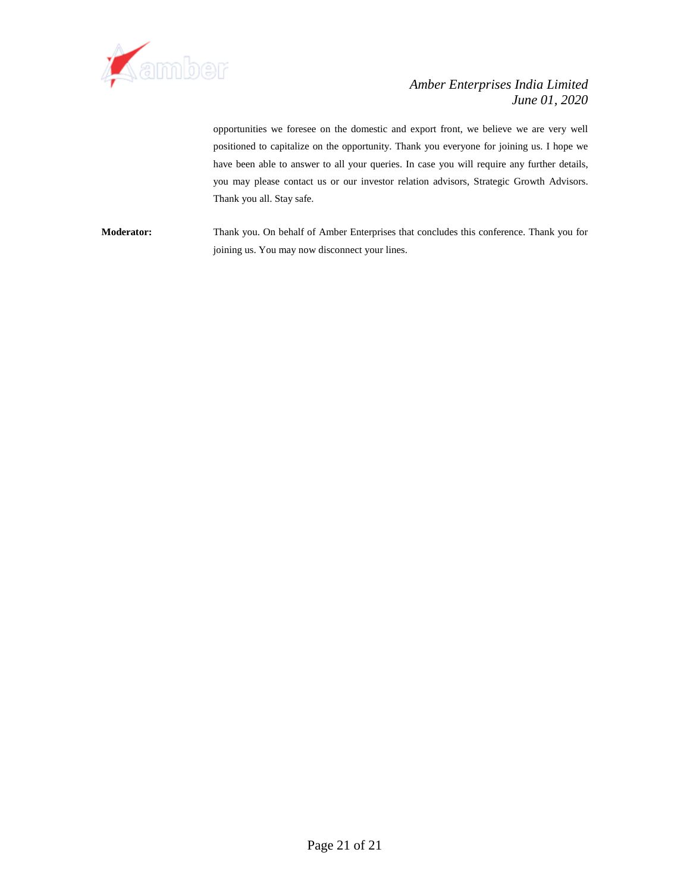opportunities we foresee on the domestic and export front, we believe we are very well positioned to capitalize on the opportunity. Thank you everyone for joining us. I hope we have been able to answer to all your queries. In case you will require any further details, you may please contact us or our investor relation advisors, Strategic Growth Advisors. Thank you all. Stay safe.

**Moderator:** Thank you. On behalf of Amber Enterprises that concludes this conference. Thank you for joining us. You may now disconnect your lines.